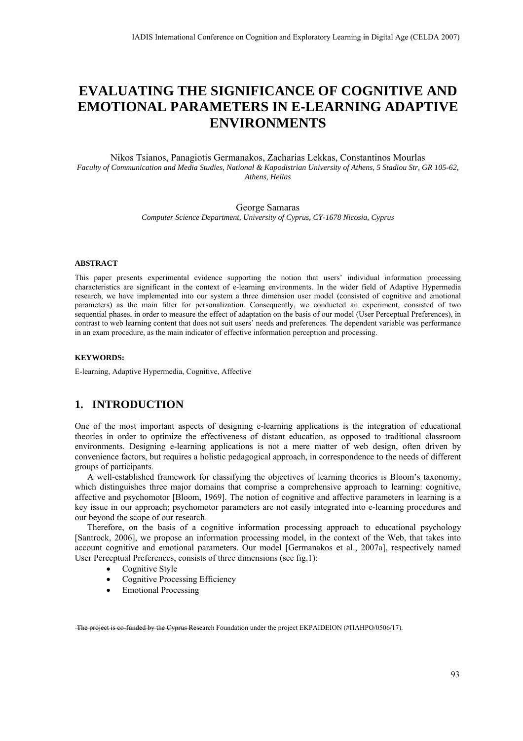# EVALUATING THE SIGNIFICANCE OF COGNITIVE AND EMOTIONAL PARAMETERS IN E-LEARNING ADAPTIVE ENVIRONMENTS

Nikos Tsianos, Panagiotis Germanakos, Zacharias Lekkas, Constantinos Mourlas

*Faculty of Communication and Media Studies, National & Kapodistrian University of Athens, 5 Stadiou Str, GR 105-62, Athens, Hellas*

George Samaras

*Computer Science Department, University of Cyprus, CY-1678 Nicosia, Cyprus*

#### ABSTRACT

This paper presents experimental evidence supporting the notion that users' individual information processing characteristics are significant in the context of e-learning environments. In the wider field of Adaptive Hypermedia research, we have implemented into our system a three dimension user model (consisted of cognitive and emotional parameters) as the main filter for personalization. Consequently, we conducted an experiment, consisted of two sequential phases, in order to measure the effect of adaptation on the basis of our model (User Perceptual Preferences), in contrast to web learning content that does not suit users' needs and preferences. The dependent variable was performance in an exam procedure, as the main indicator of effective information perception and processing.

#### KEYWORDS:

E-learning, Adaptive Hypermedia, Cognitive, Affective

## 1. INTRODUCTION

One of the most important aspects of designing e-learning applications is the integration of educational theories in order to optimize the effectiveness of distant education, as opposed to traditional classroom environments. Designing e-learning applications is not a mere matter of web design, often driven by convenience factors, but requires a holistic pedagogical approach, in correspondence to the needs of different groups of participants.

A well-established framework for classifying the objectives of learning theories is Bloom's taxonomy, which distinguishes three major domains that comprise a comprehensive approach to learning: cognitive, affective and psychomotor [Bloom, 1969]. The notion of cognitive and affective parameters in learning is a key issue in our approach; psychomotor parameters are not easily integrated into e-learning procedures and our beyond the scope of our research.

Therefore, on the basis of a cognitive information processing approach to educational psychology [Santrock, 2006], we propose an information processing model, in the context of the Web, that takes into account cognitive and emotional parameters. Our model [Germanakos et al., 2007a], respectively named User Perceptual Preferences, consists of three dimensions (see fig.1):

- Cognitive Style
- Cognitive Processing Efficiency
- Emotional Processing

~~The project is co-funded by the Cyprus Rese~~arch Foundation under the project EKPAIDEION (#ΠΛΗΡΟ/0506/17).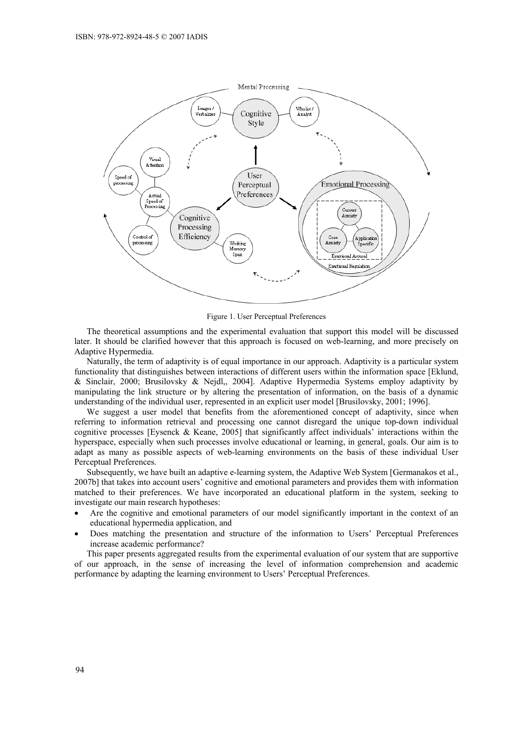Figure 1. User Perceptual Preferences

The theoretical assumptions and the experimental evaluation that support this model will be discussed later. It should be clarified however that this approach is focused on web-learning, and more precisely on Adaptive Hypermedia.

Naturally, the term of adaptivity is of equal importance in our approach. Adaptivity is a particular system functionality that distinguishes between interactions of different users within the information space [Eklund, & Sinclair, 2000; Brusilovsky & Nejdl,, 2004]. Adaptive Hypermedia Systems employ adaptivity by manipulating the link structure or by altering the presentation of information, on the basis of a dynamic understanding of the individual user, represented in an explicit user model [Brusilovsky, 2001; 1996].

We suggest a user model that benefits from the aforementioned concept of adaptivity, since when referring to information retrieval and processing one cannot disregard the unique top-down individual cognitive processes [Eysenck & Keane, 2005] that significantly affect individuals' interactions within the hyperspace, especially when such processes involve educational or learning, in general, goals. Our aim is to adapt as many as possible aspects of web-learning environments on the basis of these individual User Perceptual Preferences.

Subsequently, we have built an adaptive e-learning system, the Adaptive Web System [Germanakos et al., 2007b] that takes into account users' cognitive and emotional parameters and provides them with information matched to their preferences. We have incorporated an educational platform in the system, seeking to investigate our main research hypotheses:

- Are the cognitive and emotional parameters of our model significantly important in the context of an educational hypermedia application, and
- Does matching the presentation and structure of the information to Users' Perceptual Preferences increase academic performance?

This paper presents aggregated results from the experimental evaluation of our system that are supportive of our approach, in the sense of increasing the level of information comprehension and academic performance by adapting the learning environment to Users' Perceptual Preferences.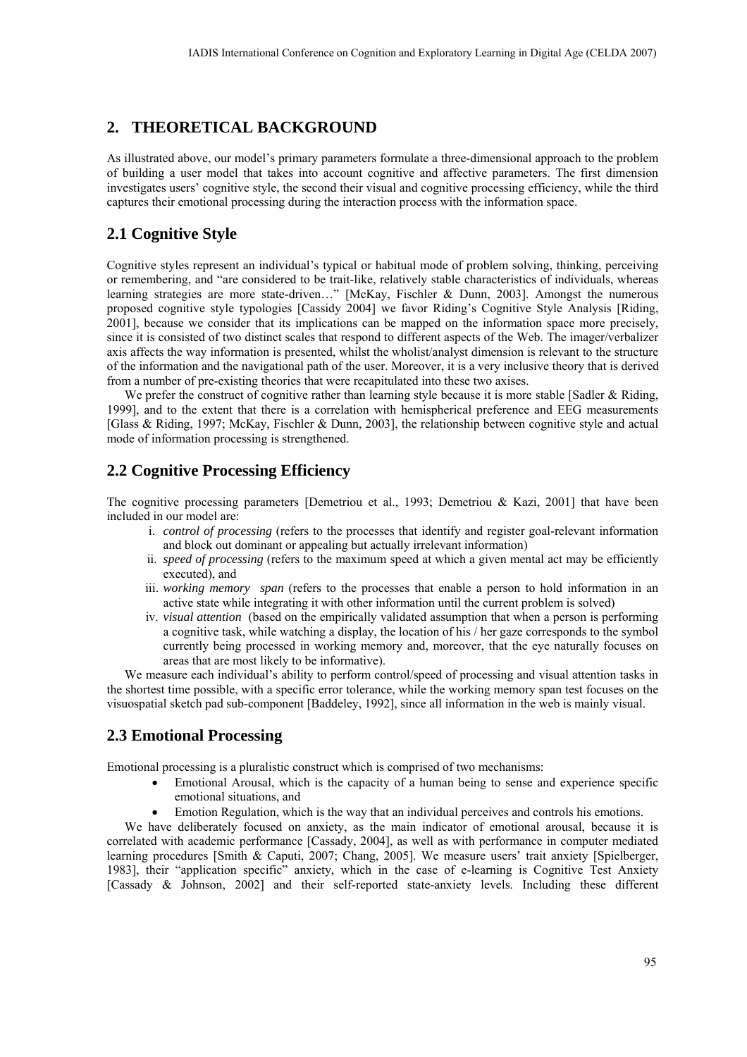## 2. THEORETICAL BACKGROUND

As illustrated above, our model's primary parameters formulate a three-dimensional approach to the problem of building a user model that takes into account cognitive and affective parameters. The first dimension investigates users' cognitive style, the second their visual and cognitive processing efficiency, while the third captures their emotional processing during the interaction process with the information space.

## 2.1 Cognitive Style

Cognitive styles represent an individual's typical or habitual mode of problem solving, thinking, perceiving or remembering, and "are considered to be trait-like, relatively stable characteristics of individuals, whereas learning strategies are more state-driven…" [McKay, Fischler & Dunn, 2003]. Amongst the numerous proposed cognitive style typologies [Cassidy 2004] we favor Riding's Cognitive Style Analysis [Riding, 2001], because we consider that its implications can be mapped on the information space more precisely, since it is consisted of two distinct scales that respond to different aspects of the Web. The imager/verbalizer axis affects the way information is presented, whilst the wholist/analyst dimension is relevant to the structure of the information and the navigational path of the user. Moreover, it is a very inclusive theory that is derived from a number of pre-existing theories that were recapitulated into these two axises.

We prefer the construct of cognitive rather than learning style because it is more stable [Sadler & Riding, 1999], and to the extent that there is a correlation with hemispherical preference and EEG measurements [Glass & Riding, 1997; McKay, Fischler & Dunn, 2003], the relationship between cognitive style and actual mode of information processing is strengthened.

## 2.2 Cognitive Processing Efficiency

The cognitive processing parameters [Demetriou et al., 1993; Demetriou & Kazi, 2001] that have been included in our model are:

i. *control of processing* (refers to the processes that identify and register goal-relevant information and block out dominant or appealing but actually irrelevant information)
ii. *speed of processing* (refers to the maximum speed at which a given mental act may be efficiently executed), and
iii. *working memory span* (refers to the processes that enable a person to hold information in an active state while integrating it with other information until the current problem is solved)
iv. *visual attention* (based on the empirically validated assumption that when a person is performing a cognitive task, while watching a display, the location of his / her gaze corresponds to the symbol currently being processed in working memory and, moreover, that the eye naturally focuses on areas that are most likely to be informative).

We measure each individual's ability to perform control/speed of processing and visual attention tasks in the shortest time possible, with a specific error tolerance, while the working memory span test focuses on the visuospatial sketch pad sub-component [Baddeley, 1992], since all information in the web is mainly visual.

## 2.3 Emotional Processing

Emotional processing is a pluralistic construct which is comprised of two mechanisms:

- Emotional Arousal, which is the capacity of a human being to sense and experience specific emotional situations, and
- Emotion Regulation, which is the way that an individual perceives and controls his emotions.

We have deliberately focused on anxiety, as the main indicator of emotional arousal, because it is correlated with academic performance [Cassady, 2004], as well as with performance in computer mediated learning procedures [Smith & Caputi, 2007; Chang, 2005]. We measure users' trait anxiety [Spielberger, 1983], their "application specific" anxiety, which in the case of e-learning is Cognitive Test Anxiety [Cassady & Johnson, 2002] and their self-reported state-anxiety levels. Including these different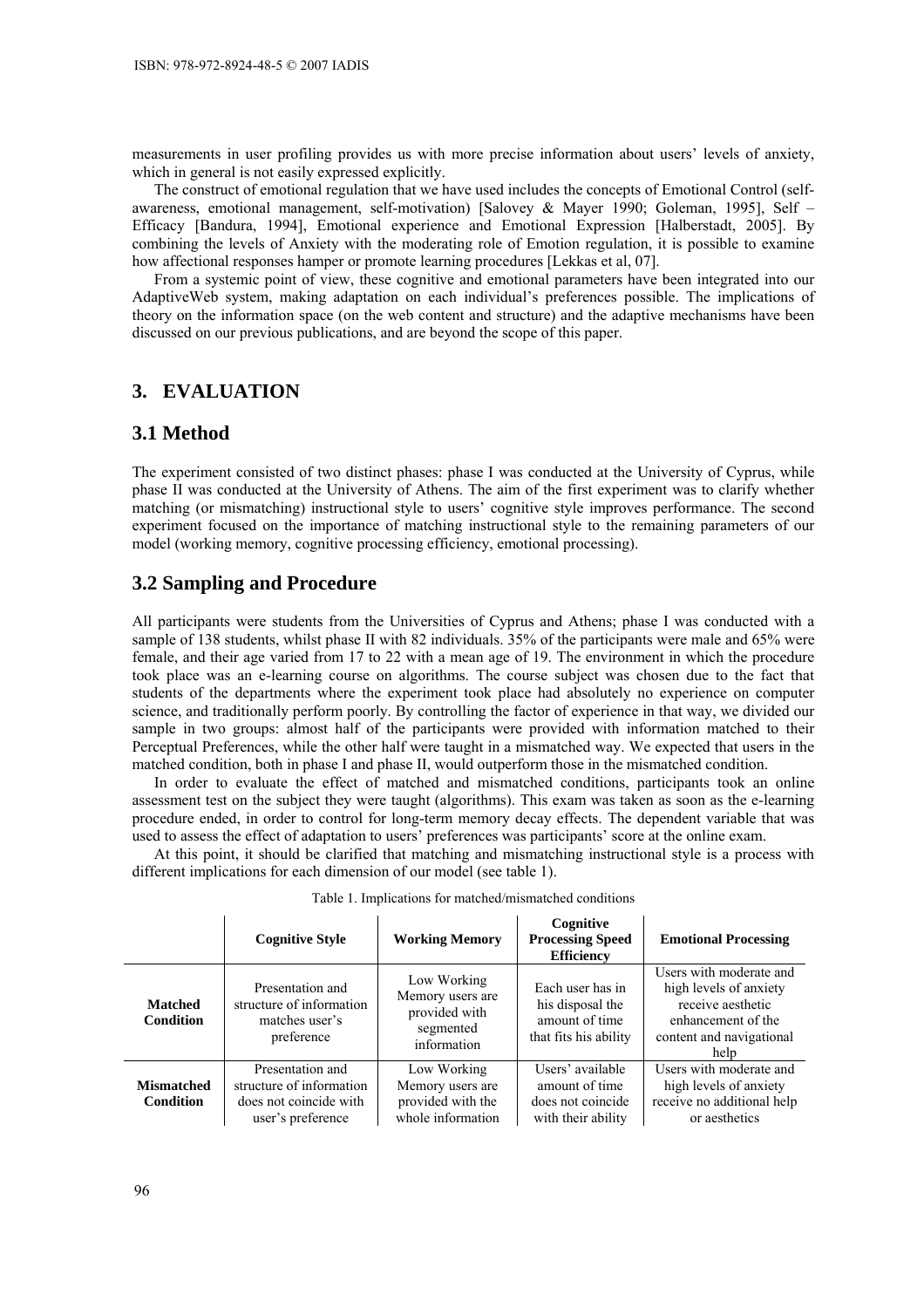measurements in user profiling provides us with more precise information about users' levels of anxiety, which in general is not easily expressed explicitly.

The construct of emotional regulation that we have used includes the concepts of Emotional Control (self-awareness, emotional management, self-motivation) [Salovey & Mayer 1990; Goleman, 1995], Self – Efficacy [Bandura, 1994], Emotional experience and Emotional Expression [Halberstadt, 2005]. By combining the levels of Anxiety with the moderating role of Emotion regulation, it is possible to examine how affectional responses hamper or promote learning procedures [Lekkas et al, 07].

From a systemic point of view, these cognitive and emotional parameters have been integrated into our AdaptiveWeb system, making adaptation on each individual's preferences possible. The implications of theory on the information space (on the web content and structure) and the adaptive mechanisms have been discussed on our previous publications, and are beyond the scope of this paper.

## 3. EVALUATION

### 3.1 Method

The experiment consisted of two distinct phases: phase I was conducted at the University of Cyprus, while phase II was conducted at the University of Athens. The aim of the first experiment was to clarify whether matching (or mismatching) instructional style to users' cognitive style improves performance. The second experiment focused on the importance of matching instructional style to the remaining parameters of our model (working memory, cognitive processing efficiency, emotional processing).

### 3.2 Sampling and Procedure

All participants were students from the Universities of Cyprus and Athens; phase I was conducted with a sample of 138 students, whilst phase II with 82 individuals. 35% of the participants were male and 65% were female, and their age varied from 17 to 22 with a mean age of 19. The environment in which the procedure took place was an e-learning course on algorithms. The course subject was chosen due to the fact that students of the departments where the experiment took place had absolutely no experience on computer science, and traditionally perform poorly. By controlling the factor of experience in that way, we divided our sample in two groups: almost half of the participants were provided with information matched to their Perceptual Preferences, while the other half were taught in a mismatched way. We expected that users in the matched condition, both in phase I and phase II, would outperform those in the mismatched condition.

In order to evaluate the effect of matched and mismatched conditions, participants took an online assessment test on the subject they were taught (algorithms). This exam was taken as soon as the e-learning procedure ended, in order to control for long-term memory decay effects. The dependent variable that was used to assess the effect of adaptation to users' preferences was participants' score at the online exam.

At this point, it should be clarified that matching and mismatching instructional style is a process with different implications for each dimension of our model (see table 1).

Table 1. Implications for matched/mismatched conditions

| | Cognitive Style | Working Memory | Cognitive Processing Speed Efficiency | Emotional Processing |
|---|---|---|---|---|
| **Matched Condition** | Presentation and structure of information matches user's preference | Low Working Memory users are provided with segmented information | Each user has in his disposal the amount of time that fits his ability | Users with moderate and high levels of anxiety receive aesthetic enhancement of the content and navigational help |
| **Mismatched Condition** | Presentation and structure of information does not coincide with user's preference | Low Working Memory users are provided with the whole information | Users' available amount of time does not coincide with their ability | Users with moderate and high levels of anxiety receive no additional help or aesthetics |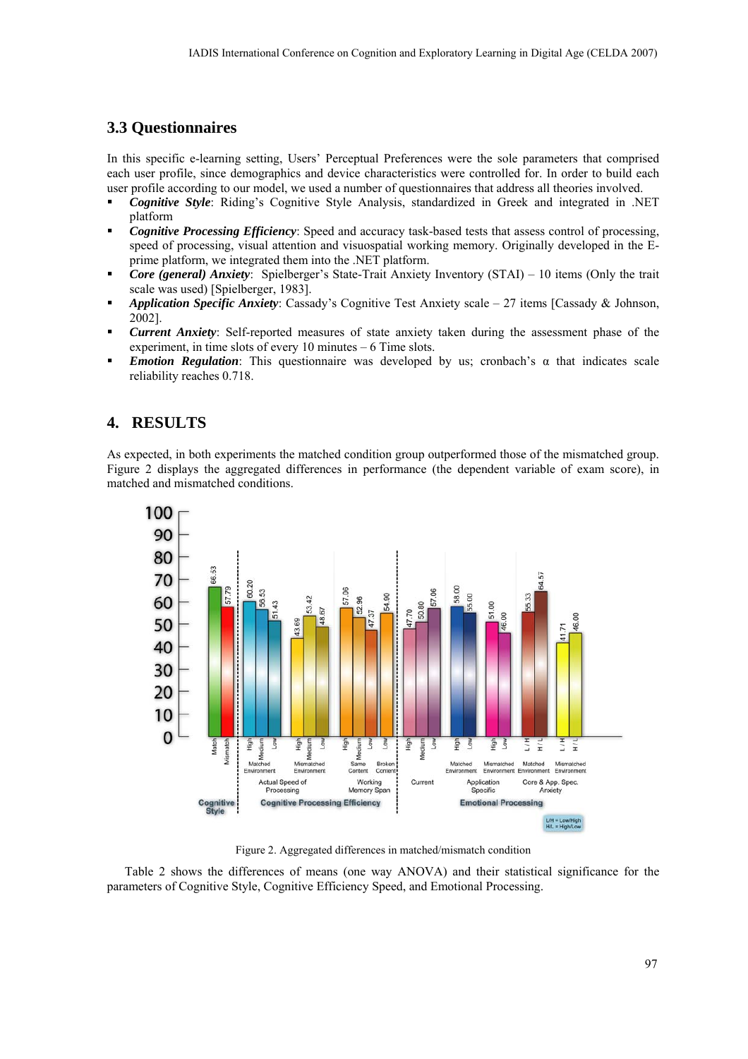### 3.3 Questionnaires

In this specific e-learning setting, Users' Perceptual Preferences were the sole parameters that comprised each user profile, since demographics and device characteristics were controlled for. In order to build each user profile according to our model, we used a number of questionnaires that address all theories involved.

- ***Cognitive Style***: Riding's Cognitive Style Analysis, standardized in Greek and integrated in .NET platform
- ***Cognitive Processing Efficiency***: Speed and accuracy task-based tests that assess control of processing, speed of processing, visual attention and visuospatial working memory. Originally developed in the E-prime platform, we integrated them into the .NET platform.
- ***Core (general) Anxiety***: Spielberger's State-Trait Anxiety Inventory (STAI) – 10 items (Only the trait scale was used) [Spielberger, 1983].
- ***Application Specific Anxiety***: Cassady's Cognitive Test Anxiety scale – 27 items [Cassady & Johnson, 2002].
- ***Current Anxiety***: Self-reported measures of state anxiety taken during the assessment phase of the experiment, in time slots of every 10 minutes – 6 Time slots.
- ***Emotion Regulation***: This questionnaire was developed by us; cronbach's α that indicates scale reliability reaches 0.718.

## 4. RESULTS

As expected, in both experiments the matched condition group outperformed those of the mismatched group. Figure 2 displays the aggregated differences in performance (the dependent variable of exam score), in matched and mismatched conditions.

Figure 2. Aggregated differences in matched/mismatch condition

Table 2 shows the differences of means (one way ANOVA) and their statistical significance for the parameters of Cognitive Style, Cognitive Efficiency Speed, and Emotional Processing.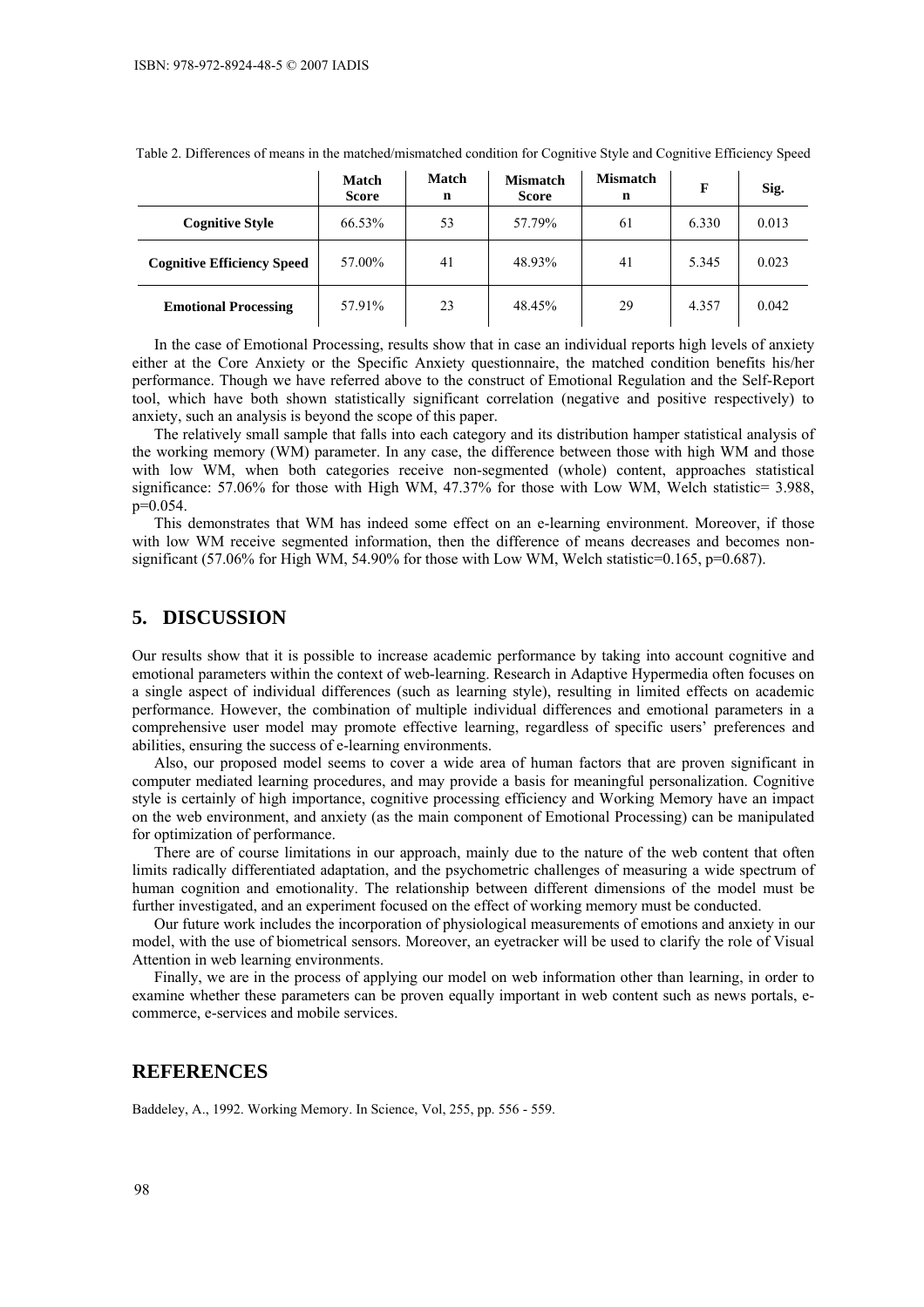Table 2. Differences of means in the matched/mismatched condition for Cognitive Style and Cognitive Efficiency Speed

| | Match Score | Match n | Mismatch Score | Mismatch n | F | Sig. |
|---|---|---|---|---|---|---|
| **Cognitive Style** | 66.53% | 53 | 57.79% | 61 | 6.330 | 0.013 |
| **Cognitive Efficiency Speed** | 57.00% | 41 | 48.93% | 41 | 5.345 | 0.023 |
| **Emotional Processing** | 57.91% | 23 | 48.45% | 29 | 4.357 | 0.042 |

In the case of Emotional Processing, results show that in case an individual reports high levels of anxiety either at the Core Anxiety or the Specific Anxiety questionnaire, the matched condition benefits his/her performance. Though we have referred above to the construct of Emotional Regulation and the Self-Report tool, which have both shown statistically significant correlation (negative and positive respectively) to anxiety, such an analysis is beyond the scope of this paper.

The relatively small sample that falls into each category and its distribution hamper statistical analysis of the working memory (WM) parameter. In any case, the difference between those with high WM and those with low WM, when both categories receive non-segmented (whole) content, approaches statistical significance: 57.06% for those with High WM, 47.37% for those with Low WM, Welch statistic= 3.988, p=0.054.

This demonstrates that WM has indeed some effect on an e-learning environment. Moreover, if those with low WM receive segmented information, then the difference of means decreases and becomes non-significant (57.06% for High WM, 54.90% for those with Low WM, Welch statistic=0.165, p=0.687).

## 5. DISCUSSION

Our results show that it is possible to increase academic performance by taking into account cognitive and emotional parameters within the context of web-learning. Research in Adaptive Hypermedia often focuses on a single aspect of individual differences (such as learning style), resulting in limited effects on academic performance. However, the combination of multiple individual differences and emotional parameters in a comprehensive user model may promote effective learning, regardless of specific users' preferences and abilities, ensuring the success of e-learning environments.

Also, our proposed model seems to cover a wide area of human factors that are proven significant in computer mediated learning procedures, and may provide a basis for meaningful personalization. Cognitive style is certainly of high importance, cognitive processing efficiency and Working Memory have an impact on the web environment, and anxiety (as the main component of Emotional Processing) can be manipulated for optimization of performance.

There are of course limitations in our approach, mainly due to the nature of the web content that often limits radically differentiated adaptation, and the psychometric challenges of measuring a wide spectrum of human cognition and emotionality. The relationship between different dimensions of the model must be further investigated, and an experiment focused on the effect of working memory must be conducted.

Our future work includes the incorporation of physiological measurements of emotions and anxiety in our model, with the use of biometrical sensors. Moreover, an eyetracker will be used to clarify the role of Visual Attention in web learning environments.

Finally, we are in the process of applying our model on web information other than learning, in order to examine whether these parameters can be proven equally important in web content such as news portals, e-commerce, e-services and mobile services.

## REFERENCES

Baddeley, A., 1992. Working Memory. In Science, Vol, 255, pp. 556 - 559.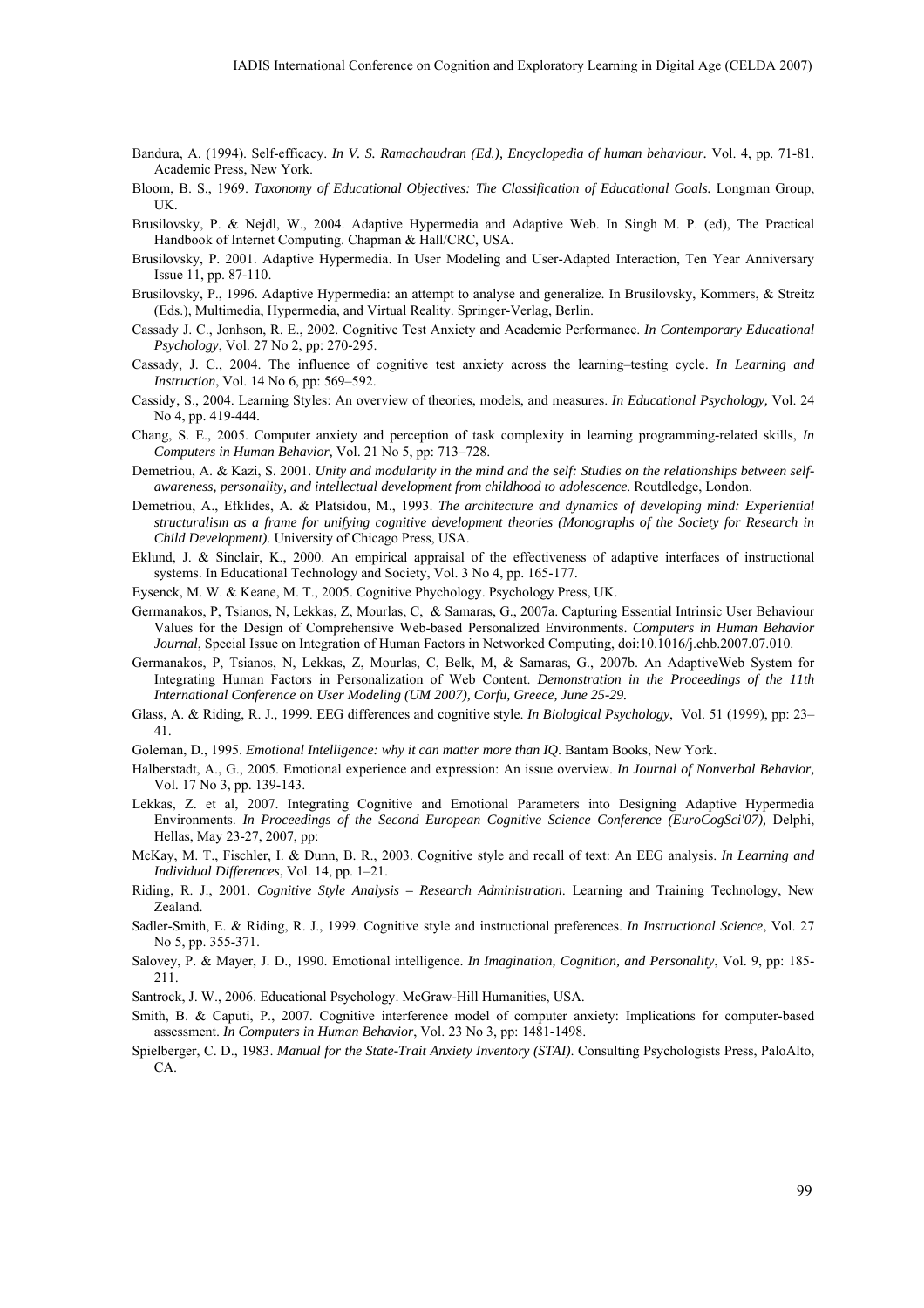Bandura, A. (1994). Self-efficacy. *In V. S. Ramachaudran (Ed.), Encyclopedia of human behaviour.* Vol. 4, pp. 71-81. Academic Press, New York.

Bloom, B. S., 1969. *Taxonomy of Educational Objectives: The Classification of Educational Goals.* Longman Group, UK.

Brusilovsky, P. & Nejdl, W., 2004. Adaptive Hypermedia and Adaptive Web. In Singh M. P. (ed), The Practical Handbook of Internet Computing. Chapman & Hall/CRC, USA.

Brusilovsky, P. 2001. Adaptive Hypermedia. In User Modeling and User-Adapted Interaction, Ten Year Anniversary Issue 11, pp. 87-110.

Brusilovsky, P., 1996. Adaptive Hypermedia: an attempt to analyse and generalize. In Brusilovsky, Kommers, & Streitz (Eds.), Multimedia, Hypermedia, and Virtual Reality. Springer-Verlag, Berlin.

Cassady J. C., Jonhson, R. E., 2002. Cognitive Test Anxiety and Academic Performance. *In Contemporary Educational Psychology*, Vol. 27 No 2, pp: 270-295.

Cassady, J. C., 2004. The influence of cognitive test anxiety across the learning–testing cycle. *In Learning and Instruction*, Vol. 14 No 6, pp: 569–592.

Cassidy, S., 2004. Learning Styles: An overview of theories, models, and measures. *In Educational Psychology,* Vol. 24 No 4, pp. 419-444.

Chang, S. E., 2005. Computer anxiety and perception of task complexity in learning programming-related skills, *In Computers in Human Behavior,* Vol. 21 No 5, pp: 713–728.

Demetriou, A. & Kazi, S. 2001. *Unity and modularity in the mind and the self: Studies on the relationships between self-awareness, personality, and intellectual development from childhood to adolescence*. Routdledge, London.

Demetriou, A., Efklides, A. & Platsidou, M., 1993. *The architecture and dynamics of developing mind: Experiential structuralism as a frame for unifying cognitive development theories (Monographs of the Society for Research in Child Development)*. University of Chicago Press, USA.

Eklund, J. & Sinclair, K., 2000. An empirical appraisal of the effectiveness of adaptive interfaces of instructional systems. In Educational Technology and Society, Vol. 3 No 4, pp. 165-177.

Eysenck, M. W. & Keane, M. T., 2005. Cognitive Phychology. Psychology Press, UK.

Germanakos, P, Tsianos, N, Lekkas, Z, Mourlas, C, & Samaras, G., 2007a. Capturing Essential Intrinsic User Behaviour Values for the Design of Comprehensive Web-based Personalized Environments. *Computers in Human Behavior Journal*, Special Issue on Integration of Human Factors in Networked Computing, doi:10.1016/j.chb.2007.07.010.

Germanakos, P, Tsianos, N, Lekkas, Z, Mourlas, C, Belk, M, & Samaras, G., 2007b. An AdaptiveWeb System for Integrating Human Factors in Personalization of Web Content. *Demonstration in the Proceedings of the 11th International Conference on User Modeling (UM 2007), Corfu, Greece, June 25-29.*

Glass, A. & Riding, R. J., 1999. EEG differences and cognitive style. *In Biological Psychology*, Vol. 51 (1999), pp: 23–41.

Goleman, D., 1995. *Emotional Intelligence: why it can matter more than IQ*. Bantam Books, New York.

Halberstadt, A., G., 2005. Emotional experience and expression: An issue overview. *In Journal of Nonverbal Behavior,* Vol. 17 No 3, pp. 139-143.

Lekkas, Z. et al, 2007. Integrating Cognitive and Emotional Parameters into Designing Adaptive Hypermedia Environments. *In Proceedings of the Second European Cognitive Science Conference (EuroCogSci'07),* Delphi, Hellas, May 23-27, 2007, pp:

McKay, M. T., Fischler, I. & Dunn, B. R., 2003. Cognitive style and recall of text: An EEG analysis. *In Learning and Individual Differences*, Vol. 14, pp. 1–21.

Riding, R. J., 2001. *Cognitive Style Analysis – Research Administration*. Learning and Training Technology, New Zealand.

Sadler-Smith, E. & Riding, R. J., 1999. Cognitive style and instructional preferences. *In Instructional Science*, Vol. 27 No 5, pp. 355-371.

Salovey, P. & Mayer, J. D., 1990. Emotional intelligence. *In Imagination, Cognition, and Personality*, Vol. 9, pp: 185-211.

Santrock, J. W., 2006. Educational Psychology. McGraw-Hill Humanities, USA.

Smith, B. & Caputi, P., 2007. Cognitive interference model of computer anxiety: Implications for computer-based assessment. *In Computers in Human Behavior*, Vol. 23 No 3, pp: 1481-1498.

Spielberger, C. D., 1983. *Manual for the State-Trait Anxiety Inventory (STAI)*. Consulting Psychologists Press, PaloAlto, CA.